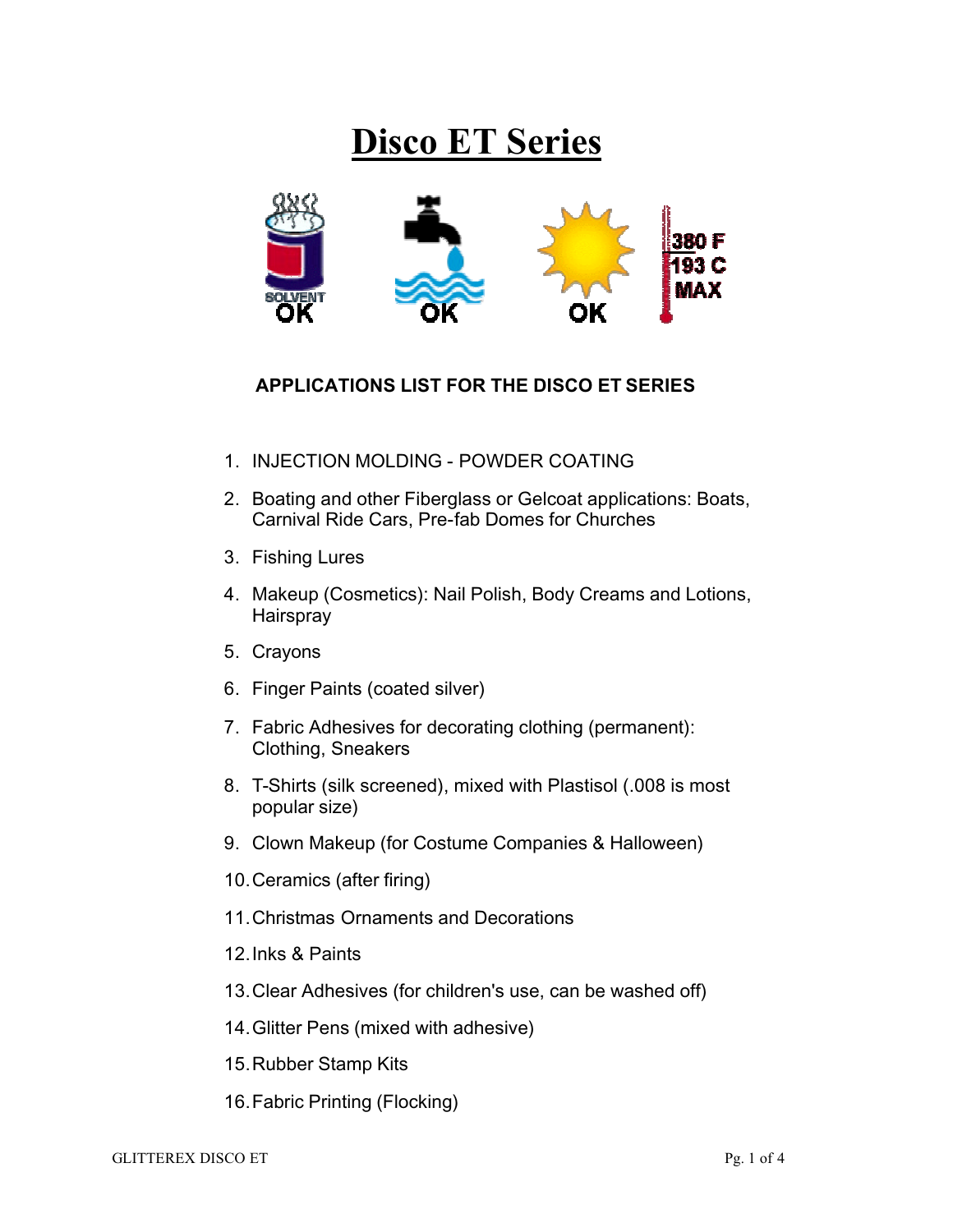# Disco ET Series

SOLVENT OK    OK    OK    380 F 193 C MAX

**APPLICATIONS LIST FOR THE DISCO ET SERIES**

1. INJECTION MOLDING - POWDER COATING
2. Boating and other Fiberglass or Gelcoat applications: Boats, Carnival Ride Cars, Pre-fab Domes for Churches
3. Fishing Lures
4. Makeup (Cosmetics): Nail Polish, Body Creams and Lotions, Hairspray
5. Crayons
6. Finger Paints (coated silver)
7. Fabric Adhesives for decorating clothing (permanent): Clothing, Sneakers
8. T-Shirts (silk screened), mixed with Plastisol (.008 is most popular size)
9. Clown Makeup (for Costume Companies & Halloween)
10. Ceramics (after firing)
11. Christmas Ornaments and Decorations
12. Inks & Paints
13. Clear Adhesives (for children's use, can be washed off)
14. Glitter Pens (mixed with adhesive)
15. Rubber Stamp Kits
16. Fabric Printing (Flocking)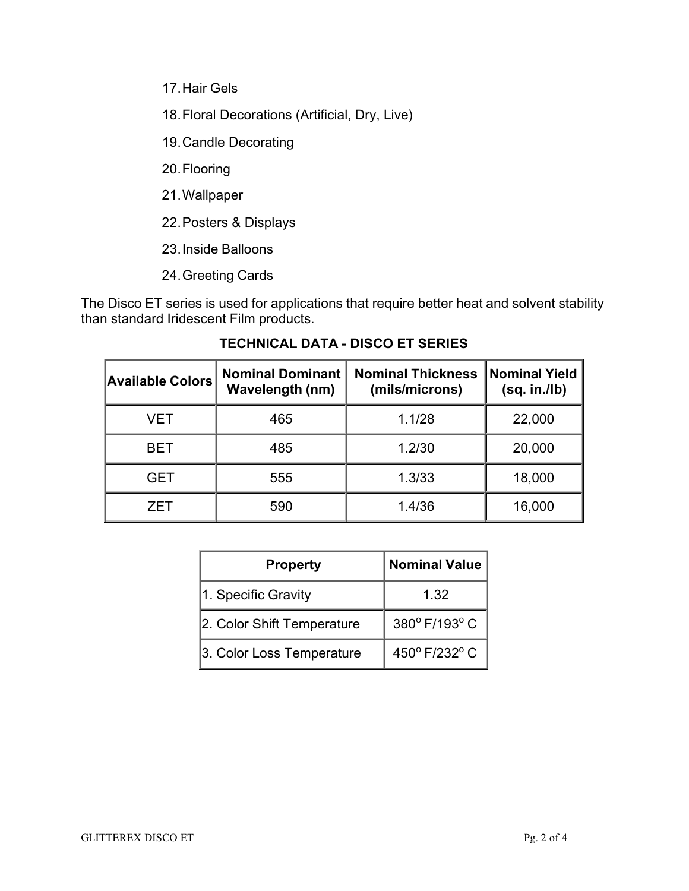17. Hair Gels
18. Floral Decorations (Artificial, Dry, Live)
19. Candle Decorating
20. Flooring
21. Wallpaper
22. Posters & Displays
23. Inside Balloons
24. Greeting Cards

The Disco ET series is used for applications that require better heat and solvent stability than standard Iridescent Film products.

**TECHNICAL DATA - DISCO ET SERIES**

| Available Colors | Nominal Dominant Wavelength (nm) | Nominal Thickness (mils/microns) | Nominal Yield (sq. in./lb) |
|---|---|---|---|
| VET | 465 | 1.1/28 | 22,000 |
| BET | 485 | 1.2/30 | 20,000 |
| GET | 555 | 1.3/33 | 18,000 |
| ZET | 590 | 1.4/36 | 16,000 |

| Property | Nominal Value |
|---|---|
| 1. Specific Gravity | 1.32 |
| 2. Color Shift Temperature | 380° F/193° C |
| 3. Color Loss Temperature | 450° F/232° C |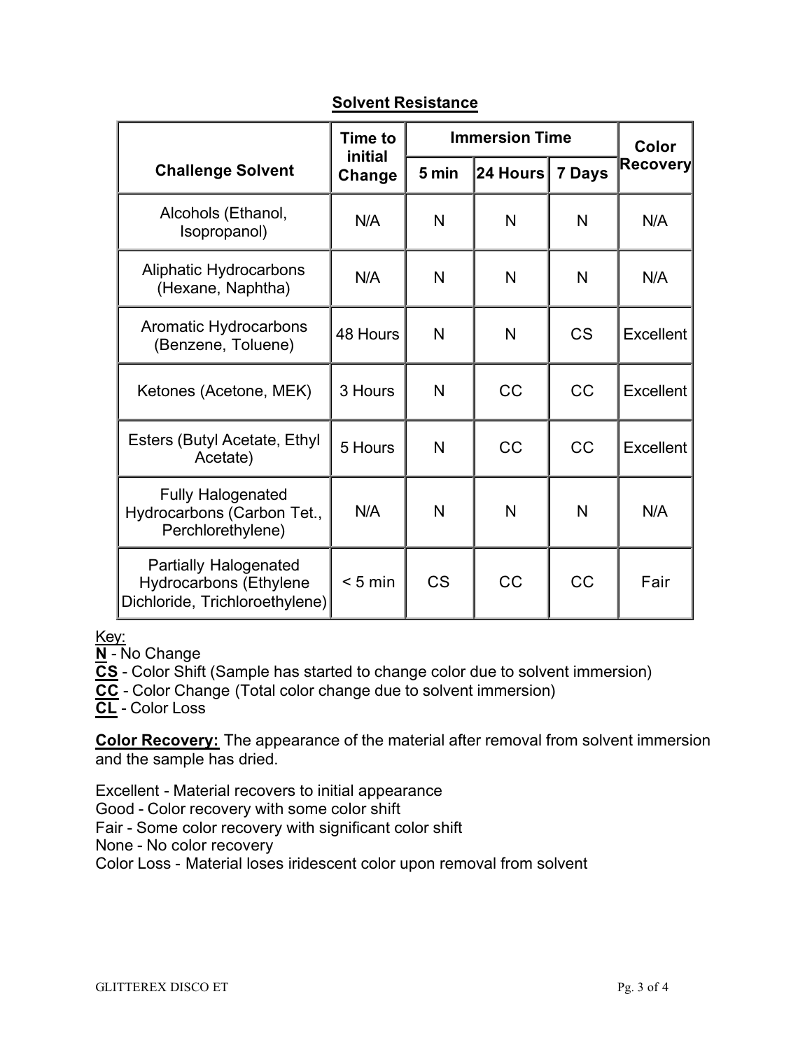## Solvent Resistance

| Challenge Solvent | Time to initial Change | Immersion Time | | | Color Recovery |
|---|---|---|---|---|---|
| | | 5 min | 24 Hours | 7 Days | |
| Alcohols (Ethanol, Isopropanol) | N/A | N | N | N | N/A |
| Aliphatic Hydrocarbons (Hexane, Naphtha) | N/A | N | N | N | N/A |
| Aromatic Hydrocarbons (Benzene, Toluene) | 48 Hours | N | N | CS | Excellent |
| Ketones (Acetone, MEK) | 3 Hours | N | CC | CC | Excellent |
| Esters (Butyl Acetate, Ethyl Acetate) | 5 Hours | N | CC | CC | Excellent |
| Fully Halogenated Hydrocarbons (Carbon Tet., Perchlorethylene) | N/A | N | N | N | N/A |
| Partially Halogenated Hydrocarbons (Ethylene Dichloride, Trichloroethylene) | < 5 min | CS | CC | CC | Fair |

Key:

**N** - No Change
**CS** - Color Shift (Sample has started to change color due to solvent immersion)
**CC** - Color Change (Total color change due to solvent immersion)
**CL** - Color Loss

**Color Recovery:** The appearance of the material after removal from solvent immersion and the sample has dried.

Excellent - Material recovers to initial appearance
Good - Color recovery with some color shift
Fair - Some color recovery with significant color shift
None - No color recovery
Color Loss - Material loses iridescent color upon removal from solvent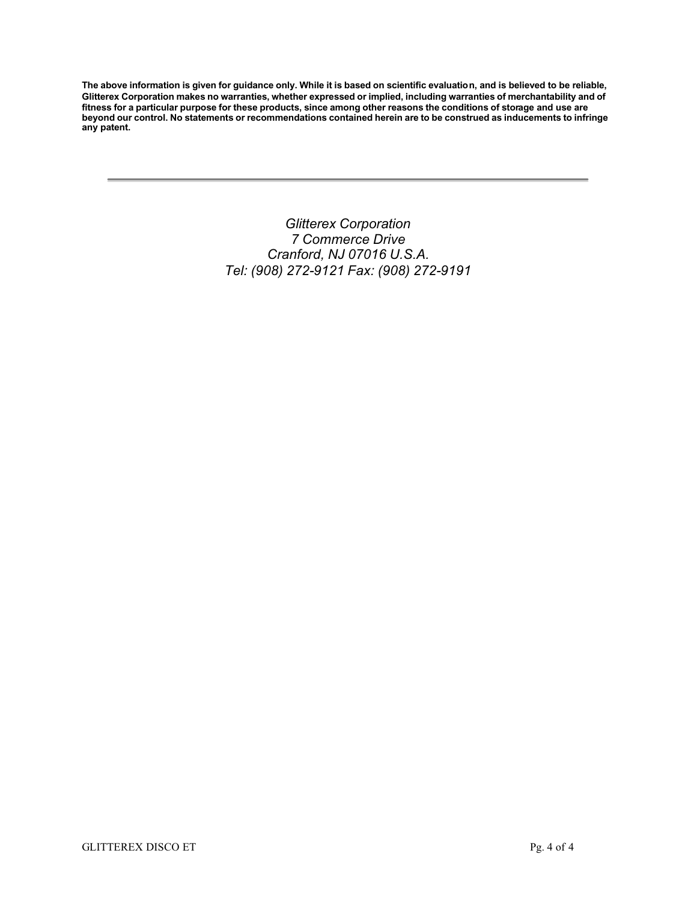**The above information is given for guidance only. While it is based on scientific evaluation, and is believed to be reliable, Glitterex Corporation makes no warranties, whether expressed or implied, including warranties of merchantability and of fitness for a particular purpose for these products, since among other reasons the conditions of storage and use are beyond our control. No statements or recommendations contained herein are to be construed as inducements to infringe any patent.**

---

*Glitterex Corporation*
*7 Commerce Drive*
*Cranford, NJ 07016 U.S.A.*
*Tel: (908) 272-9121 Fax: (908) 272-9191*